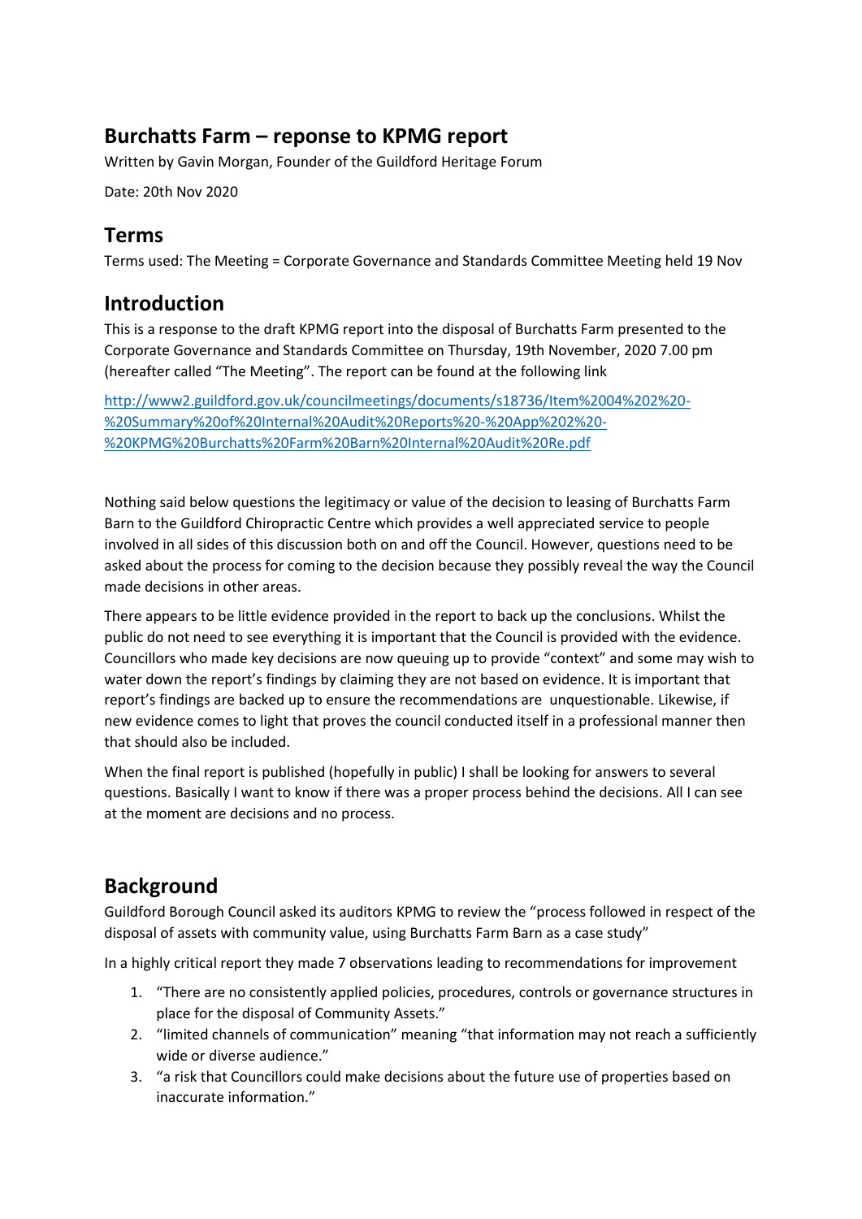# Burchatts Farm – reponse to KPMG report

Written by Gavin Morgan, Founder of the Guildford Heritage Forum

Date: 20th Nov 2020

## Terms

Terms used: The Meeting = Corporate Governance and Standards Committee Meeting held 19 Nov

## Introduction

This is a response to the draft KPMG report into the disposal of Burchatts Farm presented to the Corporate Governance and Standards Committee on Thursday, 19th November, 2020 7.00 pm (hereafter called "The Meeting". The report can be found at the following link

http://www2.guildford.gov.uk/councilmeetings/documents/s18736/Item%2004%202%20-%20Summary%20of%20Internal%20Audit%20Reports%20-%20App%202%20-%20KPMG%20Burchatts%20Farm%20Barn%20Internal%20Audit%20Re.pdf

Nothing said below questions the legitimacy or value of the decision to leasing of Burchatts Farm Barn to the Guildford Chiropractic Centre which provides a well appreciated service to people involved in all sides of this discussion both on and off the Council. However, questions need to be asked about the process for coming to the decision because they possibly reveal the way the Council made decisions in other areas.

There appears to be little evidence provided in the report to back up the conclusions. Whilst the public do not need to see everything it is important that the Council is provided with the evidence. Councillors who made key decisions are now queuing up to provide "context" and some may wish to water down the report's findings by claiming they are not based on evidence. It is important that report's findings are backed up to ensure the recommendations are unquestionable. Likewise, if new evidence comes to light that proves the council conducted itself in a professional manner then that should also be included.

When the final report is published (hopefully in public) I shall be looking for answers to several questions. Basically I want to know if there was a proper process behind the decisions. All I can see at the moment are decisions and no process.

## Background

Guildford Borough Council asked its auditors KPMG to review the "process followed in respect of the disposal of assets with community value, using Burchatts Farm Barn as a case study"

In a highly critical report they made 7 observations leading to recommendations for improvement

1. "There are no consistently applied policies, procedures, controls or governance structures in place for the disposal of Community Assets."
2. "limited channels of communication" meaning "that information may not reach a sufficiently wide or diverse audience."
3. "a risk that Councillors could make decisions about the future use of properties based on inaccurate information."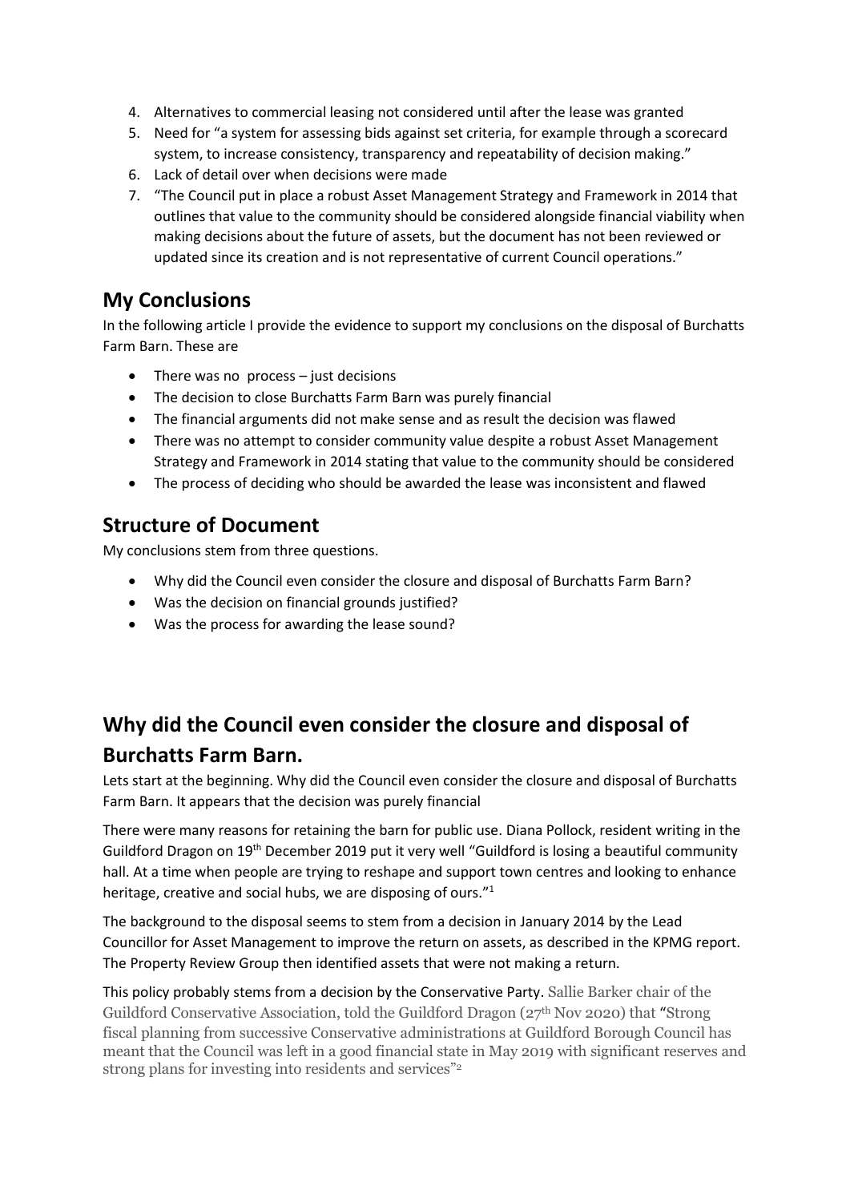4. Alternatives to commercial leasing not considered until after the lease was granted
5. Need for "a system for assessing bids against set criteria, for example through a scorecard system, to increase consistency, transparency and repeatability of decision making."
6. Lack of detail over when decisions were made
7. "The Council put in place a robust Asset Management Strategy and Framework in 2014 that outlines that value to the community should be considered alongside financial viability when making decisions about the future of assets, but the document has not been reviewed or updated since its creation and is not representative of current Council operations."

## My Conclusions

In the following article I provide the evidence to support my conclusions on the disposal of Burchatts Farm Barn. These are

- There was no process – just decisions
- The decision to close Burchatts Farm Barn was purely financial
- The financial arguments did not make sense and as result the decision was flawed
- There was no attempt to consider community value despite a robust Asset Management Strategy and Framework in 2014 stating that value to the community should be considered
- The process of deciding who should be awarded the lease was inconsistent and flawed

## Structure of Document

My conclusions stem from three questions.

- Why did the Council even consider the closure and disposal of Burchatts Farm Barn?
- Was the decision on financial grounds justified?
- Was the process for awarding the lease sound?

## Why did the Council even consider the closure and disposal of Burchatts Farm Barn.

Lets start at the beginning. Why did the Council even consider the closure and disposal of Burchatts Farm Barn. It appears that the decision was purely financial

There were many reasons for retaining the barn for public use. Diana Pollock, resident writing in the Guildford Dragon on 19th December 2019 put it very well "Guildford is losing a beautiful community hall. At a time when people are trying to reshape and support town centres and looking to enhance heritage, creative and social hubs, we are disposing of ours."[1]

The background to the disposal seems to stem from a decision in January 2014 by the Lead Councillor for Asset Management to improve the return on assets, as described in the KPMG report. The Property Review Group then identified assets that were not making a return.

This policy probably stems from a decision by the Conservative Party. Sallie Barker chair of the Guildford Conservative Association, told the Guildford Dragon (27th Nov 2020) that "Strong fiscal planning from successive Conservative administrations at Guildford Borough Council has meant that the Council was left in a good financial state in May 2019 with significant reserves and strong plans for investing into residents and services"[2]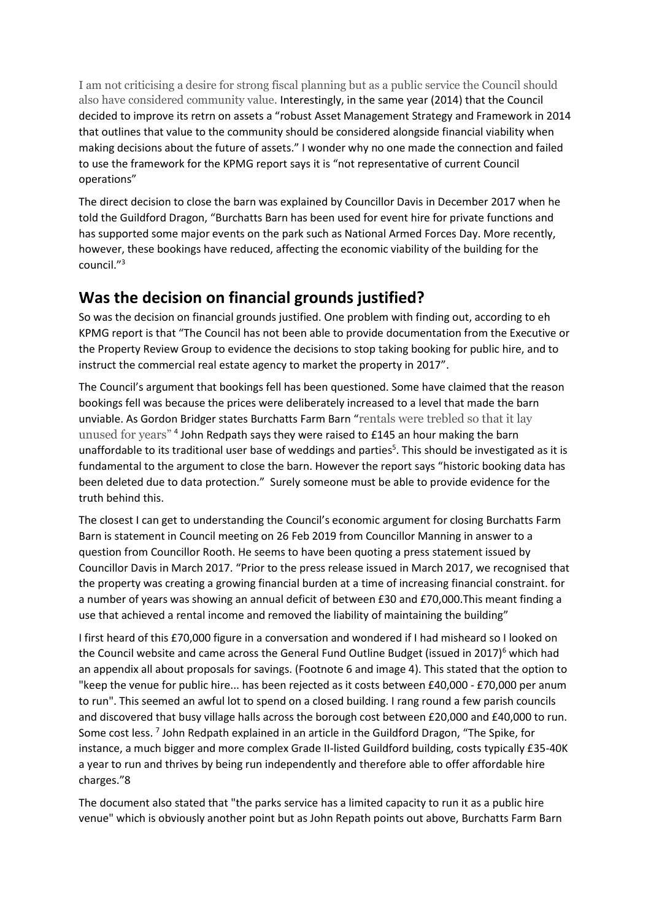I am not criticising a desire for strong fiscal planning but as a public service the Council should also have considered community value. Interestingly, in the same year (2014) that the Council decided to improve its retrn on assets a "robust Asset Management Strategy and Framework in 2014 that outlines that value to the community should be considered alongside financial viability when making decisions about the future of assets." I wonder why no one made the connection and failed to use the framework for the KPMG report says it is "not representative of current Council operations"

The direct decision to close the barn was explained by Councillor Davis in December 2017 when he told the Guildford Dragon, "Burchatts Barn has been used for event hire for private functions and has supported some major events on the park such as National Armed Forces Day. More recently, however, these bookings have reduced, affecting the economic viability of the building for the council."[3]

## Was the decision on financial grounds justified?

So was the decision on financial grounds justified. One problem with finding out, according to eh KPMG report is that "The Council has not been able to provide documentation from the Executive or the Property Review Group to evidence the decisions to stop taking booking for public hire, and to instruct the commercial real estate agency to market the property in 2017".

The Council's argument that bookings fell has been questioned. Some have claimed that the reason bookings fell was because the prices were deliberately increased to a level that made the barn unviable. As Gordon Bridger states Burchatts Farm Barn "rentals were trebled so that it lay unused for years" [4] John Redpath says they were raised to £145 an hour making the barn unaffordable to its traditional user base of weddings and parties[5]. This should be investigated as it is fundamental to the argument to close the barn. However the report says "historic booking data has been deleted due to data protection." Surely someone must be able to provide evidence for the truth behind this.

The closest I can get to understanding the Council's economic argument for closing Burchatts Farm Barn is statement in Council meeting on 26 Feb 2019 from Councillor Manning in answer to a question from Councillor Rooth. He seems to have been quoting a press statement issued by Councillor Davis in March 2017. "Prior to the press release issued in March 2017, we recognised that the property was creating a growing financial burden at a time of increasing financial constraint. for a number of years was showing an annual deficit of between £30 and £70,000.This meant finding a use that achieved a rental income and removed the liability of maintaining the building"

I first heard of this £70,000 figure in a conversation and wondered if I had misheard so I looked on the Council website and came across the General Fund Outline Budget (issued in 2017)[6] which had an appendix all about proposals for savings. (Footnote 6 and image 4). This stated that the option to "keep the venue for public hire... has been rejected as it costs between £40,000 - £70,000 per anum to run". This seemed an awful lot to spend on a closed building. I rang round a few parish councils and discovered that busy village halls across the borough cost between £20,000 and £40,000 to run. Some cost less. [7] John Redpath explained in an article in the Guildford Dragon, "The Spike, for instance, a much bigger and more complex Grade II-listed Guildford building, costs typically £35-40K a year to run and thrives by being run independently and therefore able to offer affordable hire charges."8

The document also stated that "the parks service has a limited capacity to run it as a public hire venue" which is obviously another point but as John Repath points out above, Burchatts Farm Barn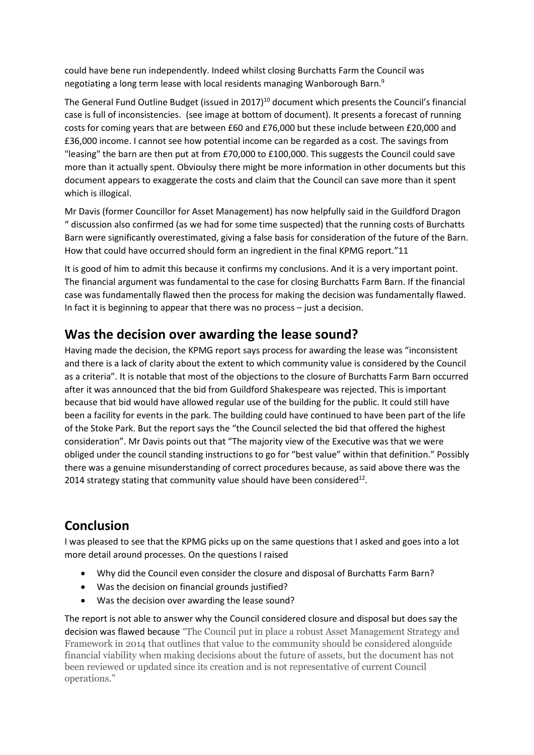could have bene run independently. Indeed whilst closing Burchatts Farm the Council was negotiating a long term lease with local residents managing Wanborough Barn.[9]

The General Fund Outline Budget (issued in 2017)[10] document which presents the Council's financial case is full of inconsistencies. (see image at bottom of document). It presents a forecast of running costs for coming years that are between £60 and £76,000 but these include between £20,000 and £36,000 income. I cannot see how potential income can be regarded as a cost. The savings from "leasing" the barn are then put at from £70,000 to £100,000. This suggests the Council could save more than it actually spent. Obvioulsy there might be more information in other documents but this document appears to exaggerate the costs and claim that the Council can save more than it spent which is illogical.

Mr Davis (former Councillor for Asset Management) has now helpfully said in the Guildford Dragon " discussion also confirmed (as we had for some time suspected) that the running costs of Burchatts Barn were significantly overestimated, giving a false basis for consideration of the future of the Barn. How that could have occurred should form an ingredient in the final KPMG report."11

It is good of him to admit this because it confirms my conclusions. And it is a very important point. The financial argument was fundamental to the case for closing Burchatts Farm Barn. If the financial case was fundamentally flawed then the process for making the decision was fundamentally flawed. In fact it is beginning to appear that there was no process – just a decision.

## Was the decision over awarding the lease sound?

Having made the decision, the KPMG report says process for awarding the lease was "inconsistent and there is a lack of clarity about the extent to which community value is considered by the Council as a criteria". It is notable that most of the objections to the closure of Burchatts Farm Barn occurred after it was announced that the bid from Guildford Shakespeare was rejected. This is important because that bid would have allowed regular use of the building for the public. It could still have been a facility for events in the park. The building could have continued to have been part of the life of the Stoke Park. But the report says the "the Council selected the bid that offered the highest consideration". Mr Davis points out that "The majority view of the Executive was that we were obliged under the council standing instructions to go for "best value" within that definition." Possibly there was a genuine misunderstanding of correct procedures because, as said above there was the 2014 strategy stating that community value should have been considered[12].

## Conclusion

I was pleased to see that the KPMG picks up on the same questions that I asked and goes into a lot more detail around processes. On the questions I raised

- Why did the Council even consider the closure and disposal of Burchatts Farm Barn?
- Was the decision on financial grounds justified?
- Was the decision over awarding the lease sound?

The report is not able to answer why the Council considered closure and disposal but does say the decision was flawed because "The Council put in place a robust Asset Management Strategy and Framework in 2014 that outlines that value to the community should be considered alongside financial viability when making decisions about the future of assets, but the document has not been reviewed or updated since its creation and is not representative of current Council operations."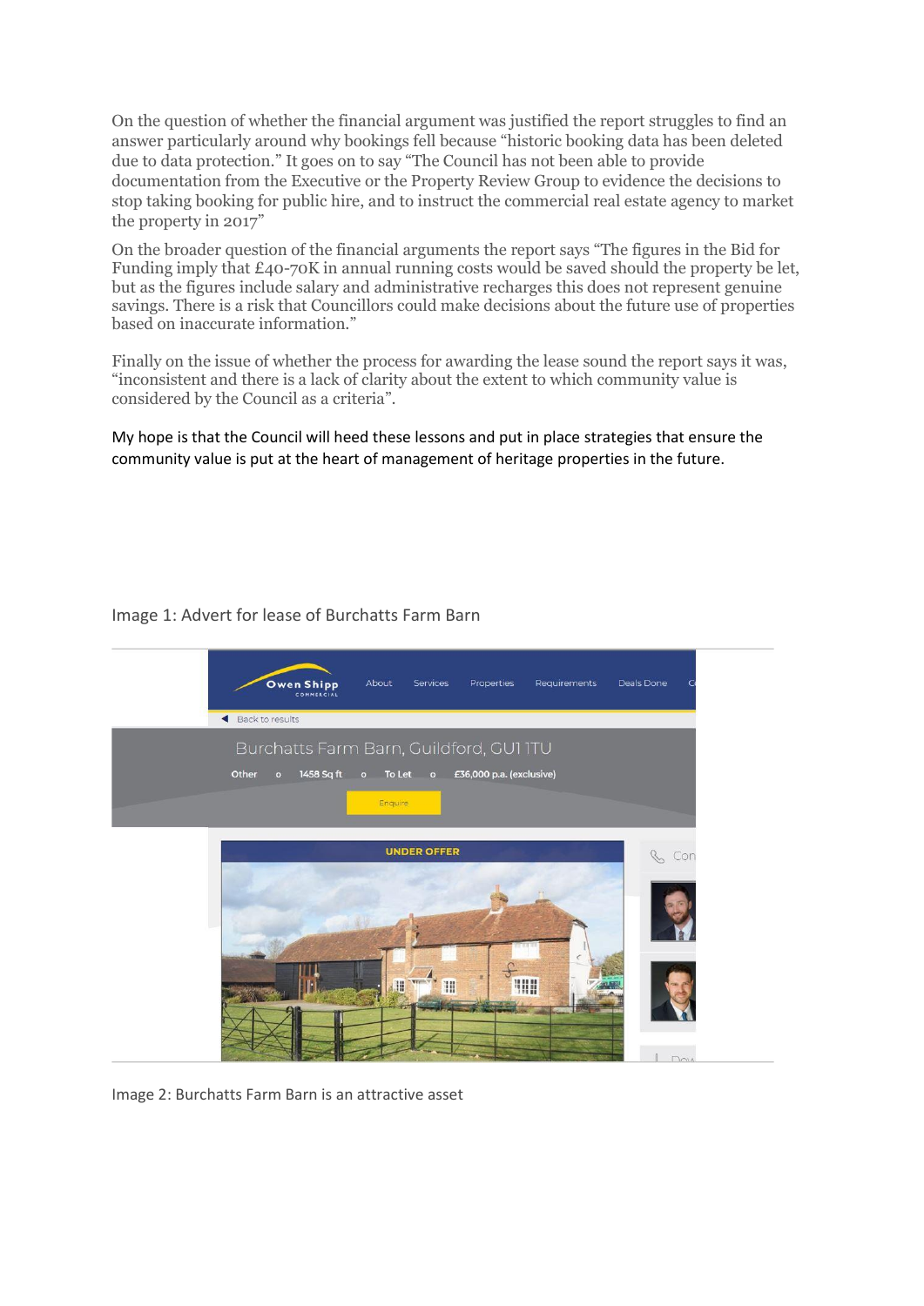On the question of whether the financial argument was justified the report struggles to find an answer particularly around why bookings fell because "historic booking data has been deleted due to data protection." It goes on to say "The Council has not been able to provide documentation from the Executive or the Property Review Group to evidence the decisions to stop taking booking for public hire, and to instruct the commercial real estate agency to market the property in 2017"

On the broader question of the financial arguments the report says "The figures in the Bid for Funding imply that £40-70K in annual running costs would be saved should the property be let, but as the figures include salary and administrative recharges this does not represent genuine savings. There is a risk that Councillors could make decisions about the future use of properties based on inaccurate information."

Finally on the issue of whether the process for awarding the lease sound the report says it was, "inconsistent and there is a lack of clarity about the extent to which community value is considered by the Council as a criteria".

My hope is that the Council will heed these lessons and put in place strategies that ensure the community value is put at the heart of management of heritage properties in the future.

Image 1: Advert for lease of Burchatts Farm Barn

Image 2: Burchatts Farm Barn is an attractive asset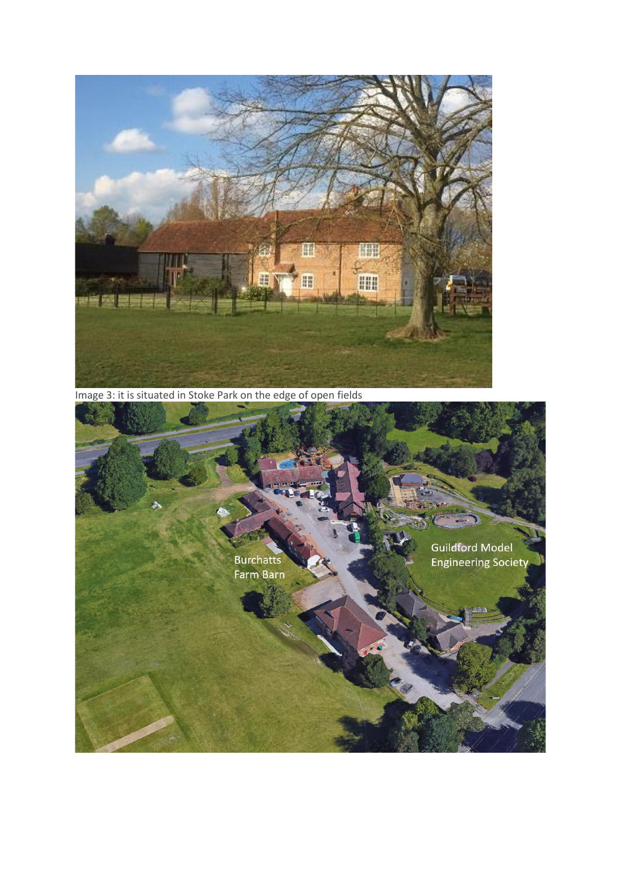Image 3: it is situated in Stoke Park on the edge of open fields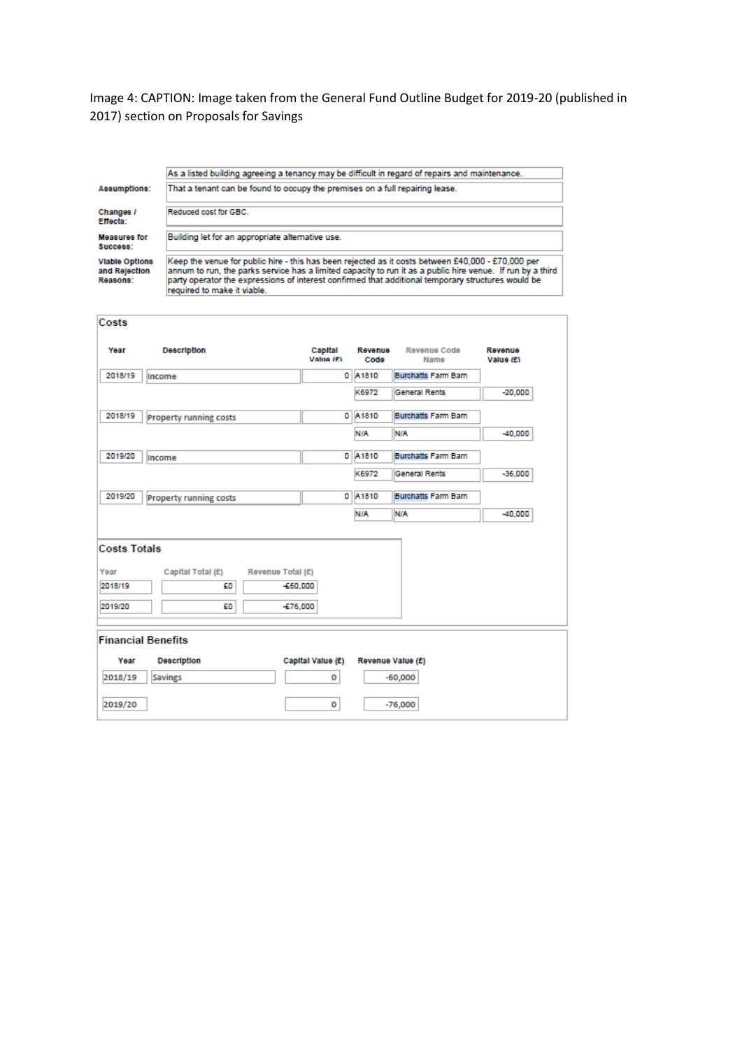Image 4: CAPTION: Image taken from the General Fund Outline Budget for 2019-20 (published in 2017) section on Proposals for Savings

| | |
|---|---|
| | As a listed building agreeing a tenancy may be difficult in regard of repairs and maintenance. |
| **Assumptions:** | That a tenant can be found to occupy the premises on a full repairing lease. |
| **Changes / Effects:** | Reduced cost for GBC. |
| **Measures for Success:** | Building let for an appropriate alternative use. |
| **Viable Options and Rejection Reasons:** | Keep the venue for public hire - this has been rejected as it costs between £40,000 - £70,000 per annum to run, the parks service has a limited capacity to run it as a public hire venue. If run by a third party operator the expressions of interest confirmed that additional temporary structures would be required to make it viable. |

**Costs**

| Year | Description | Capital Value (£) | Revenue Code | Revenue Code Name | Revenue Value (£) |
|---|---|---|---|---|---|
| 2018/19 | Income | 0 | A1810 | Burchatts Farm Barn | |
| | | | K6972 | General Rents | -20,000 |
| 2018/19 | Property running costs | 0 | A1810 | Burchatts Farm Barn | |
| | | | N/A | N/A | -40,000 |
| 2019/20 | Income | 0 | A1810 | Burchatts Farm Barn | |
| | | | K6972 | General Rents | -36,000 |
| 2019/20 | Property running costs | 0 | A1810 | Burchatts Farm Barn | |
| | | | N/A | N/A | -40,000 |

**Costs Totals**

| Year | Capital Total (£) | Revenue Total (£) |
|---|---|---|
| 2018/19 | £0 | -£60,000 |
| 2019/20 | £0 | -£76,000 |

**Financial Benefits**

| Year | Description | Capital Value (£) | Revenue Value (£) |
|---|---|---|---|
| 2018/19 | Savings | 0 | -60,000 |
| 2019/20 | | 0 | -76,000 |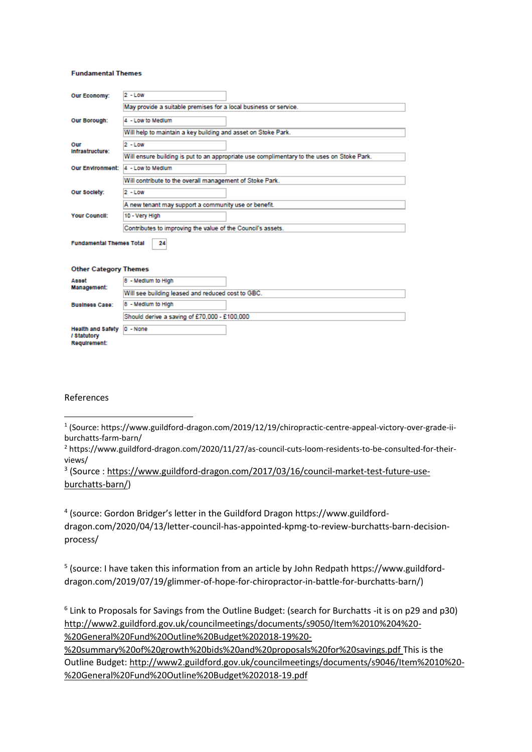**Fundamental Themes**

| | |
|---|---|
| **Our Economy:** | 2 - Low |
| | May provide a suitable premises for a local business or service. |
| **Our Borough:** | 4 - Low to Medium |
| | Will help to maintain a key building and asset on Stoke Park. |
| **Our Infrastructure:** | 2 - Low |
| | Will ensure building is put to an appropriate use complimentary to the uses on Stoke Park. |
| **Our Environment:** | 4 - Low to Medium |
| | Will contribute to the overall management of Stoke Park. |
| **Our Society:** | 2 - Low |
| | A new tenant may support a community use or benefit. |
| **Your Council:** | 10 - Very High |
| | Contributes to improving the value of the Council's assets. |

**Fundamental Themes Total** 24

**Other Category Themes**

| | |
|---|---|
| **Asset Management:** | 8 - Medium to High |
| | Will see building leased and reduced cost to GBC. |
| **Business Case:** | 8 - Medium to High |
| | Should derive a saving of £70,000 - £100,000 |
| **Health and Safety / Statutory Requirement:** | 0 - None |

References

[1] (Source: https://www.guildford-dragon.com/2019/12/19/chiropractic-centre-appeal-victory-over-grade-ii-burchatts-farm-barn/

[2] https://www.guildford-dragon.com/2020/11/27/as-council-cuts-loom-residents-to-be-consulted-for-their-views/

[3] (Source : https://www.guildford-dragon.com/2017/03/16/council-market-test-future-use-burchatts-barn/)

[4] (source: Gordon Bridger's letter in the Guildford Dragon https://www.guildford-dragon.com/2020/04/13/letter-council-has-appointed-kpmg-to-review-burchatts-barn-decision-process/

[5] (source: I have taken this information from an article by John Redpath https://www.guildford-dragon.com/2019/07/19/glimmer-of-hope-for-chiropractor-in-battle-for-burchatts-barn/)

[6] Link to Proposals for Savings from the Outline Budget: (search for Burchatts -it is on p29 and p30) http://www2.guildford.gov.uk/councilmeetings/documents/s9050/Item%2010%204%20-%20General%20Fund%20Outline%20Budget%202018-19%20-%20summary%20of%20growth%20bids%20and%20proposals%20for%20savings.pdf This is the Outline Budget: http://www2.guildford.gov.uk/councilmeetings/documents/s9046/Item%2010%20-%20General%20Fund%20Outline%20Budget%202018-19.pdf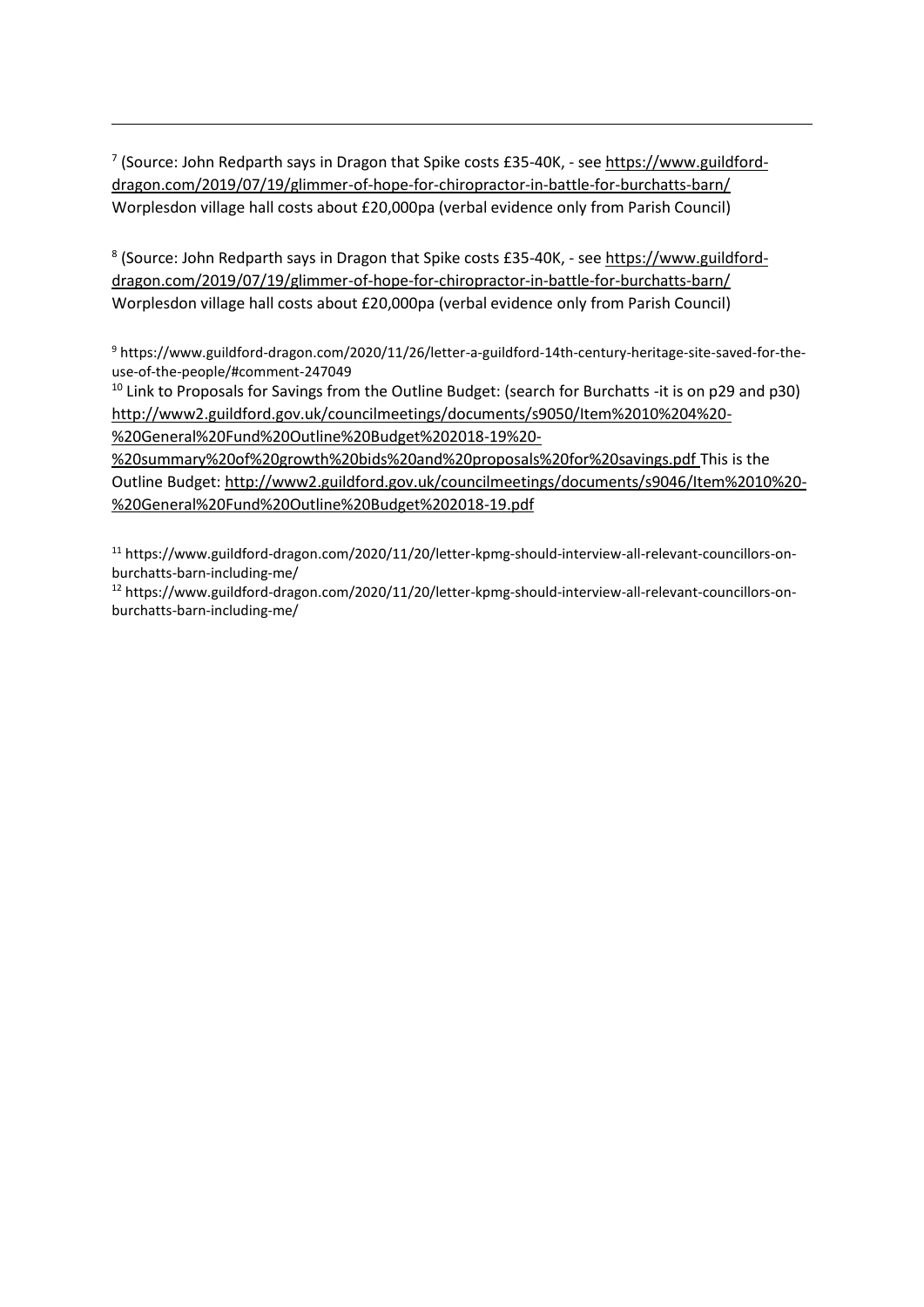[7] (Source: John Redparth says in Dragon that Spike costs £35-40K, - see https://www.guildford-dragon.com/2019/07/19/glimmer-of-hope-for-chiropractor-in-battle-for-burchatts-barn/ Worplesdon village hall costs about £20,000pa (verbal evidence only from Parish Council)

[8] (Source: John Redparth says in Dragon that Spike costs £35-40K, - see https://www.guildford-dragon.com/2019/07/19/glimmer-of-hope-for-chiropractor-in-battle-for-burchatts-barn/ Worplesdon village hall costs about £20,000pa (verbal evidence only from Parish Council)

[9] https://www.guildford-dragon.com/2020/11/26/letter-a-guildford-14th-century-heritage-site-saved-for-the-use-of-the-people/#comment-247049

[10] Link to Proposals for Savings from the Outline Budget: (search for Burchatts -it is on p29 and p30) http://www2.guildford.gov.uk/councilmeetings/documents/s9050/Item%2010%204%20-%20General%20Fund%20Outline%20Budget%202018-19%20-%20summary%20of%20growth%20bids%20and%20proposals%20for%20savings.pdf This is the Outline Budget: http://www2.guildford.gov.uk/councilmeetings/documents/s9046/Item%2010%20-%20General%20Fund%20Outline%20Budget%202018-19.pdf

[11] https://www.guildford-dragon.com/2020/11/20/letter-kpmg-should-interview-all-relevant-councillors-on-burchatts-barn-including-me/

[12] https://www.guildford-dragon.com/2020/11/20/letter-kpmg-should-interview-all-relevant-councillors-on-burchatts-barn-including-me/